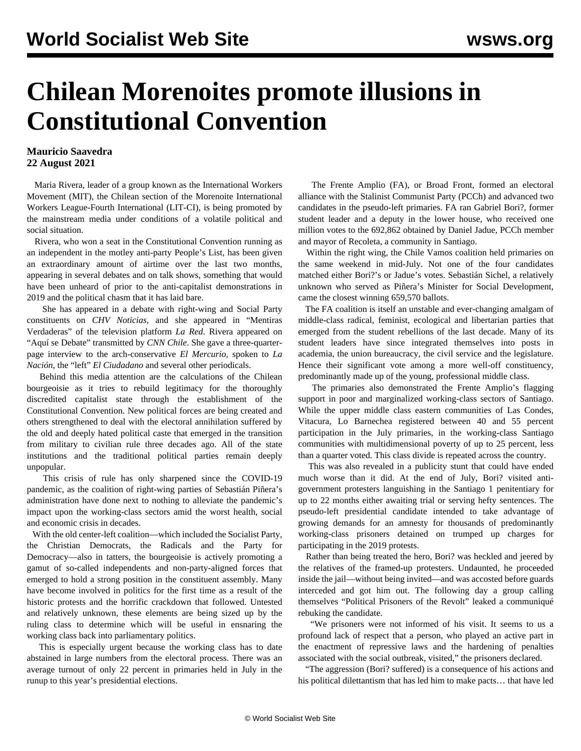# Chilean Morenoites promote illusions in Constitutional Convention

**Mauricio Saavedra**
**22 August 2021**

Maria Rivera, leader of a group known as the International Workers Movement (MIT), the Chilean section of the Morenoite International Workers League-Fourth International (LIT-CI), is being promoted by the mainstream media under conditions of a volatile political and social situation.

Rivera, who won a seat in the Constitutional Convention running as an independent in the motley anti-party People's List, has been given an extraordinary amount of airtime over the last two months, appearing in several debates and on talk shows, something that would have been unheard of prior to the anti-capitalist demonstrations in 2019 and the political chasm that it has laid bare.

She has appeared in a debate with right-wing and Social Party constituents on *CHV Noticias*, and she appeared in "Mentiras Verdaderas" of the television platform *La Red*. Rivera appeared on "Aquí se Debate" transmitted by *CNN Chile*. She gave a three-quarter-page interview to the arch-conservative *El Mercurio*, spoken to *La Nación*, the "left" *El Ciudadano* and several other periodicals.

Behind this media attention are the calculations of the Chilean bourgeoisie as it tries to rebuild legitimacy for the thoroughly discredited capitalist state through the establishment of the Constitutional Convention. New political forces are being created and others strengthened to deal with the electoral annihilation suffered by the old and deeply hated political caste that emerged in the transition from military to civilian rule three decades ago. All of the state institutions and the traditional political parties remain deeply unpopular.

This crisis of rule has only sharpened since the COVID-19 pandemic, as the coalition of right-wing parties of Sebastián Piñera's administration have done next to nothing to alleviate the pandemic's impact upon the working-class sectors amid the worst health, social and economic crisis in decades.

With the old center-left coalition—which included the Socialist Party, the Christian Democrats, the Radicals and the Party for Democracy—also in tatters, the bourgeoisie is actively promoting a gamut of so-called independents and non-party-aligned forces that emerged to hold a strong position in the constituent assembly. Many have become involved in politics for the first time as a result of the historic protests and the horrific crackdown that followed. Untested and relatively unknown, these elements are being sized up by the ruling class to determine which will be useful in ensnaring the working class back into parliamentary politics.

This is especially urgent because the working class has to date abstained in large numbers from the electoral process. There was an average turnout of only 22 percent in primaries held in July in the runup to this year's presidential elections.

The Frente Amplio (FA), or Broad Front, formed an electoral alliance with the Stalinist Communist Party (PCCh) and advanced two candidates in the pseudo-left primaries. FA ran Gabriel Bori?, former student leader and a deputy in the lower house, who received one million votes to the 692,862 obtained by Daniel Jadue, PCCh member and mayor of Recoleta, a community in Santiago.

Within the right wing, the Chile Vamos coalition held primaries on the same weekend in mid-July. Not one of the four candidates matched either Bori?'s or Jadue's votes. Sebastián Sichel, a relatively unknown who served as Piñera's Minister for Social Development, came the closest winning 659,570 ballots.

The FA coalition is itself an unstable and ever-changing amalgam of middle-class radical, feminist, ecological and libertarian parties that emerged from the student rebellions of the last decade. Many of its student leaders have since integrated themselves into posts in academia, the union bureaucracy, the civil service and the legislature. Hence their significant vote among a more well-off constituency, predominantly made up of the young, professional middle class.

The primaries also demonstrated the Frente Amplio's flagging support in poor and marginalized working-class sectors of Santiago. While the upper middle class eastern communities of Las Condes, Vitacura, Lo Barnechea registered between 40 and 55 percent participation in the July primaries, in the working-class Santiago communities with multidimensional poverty of up to 25 percent, less than a quarter voted. This class divide is repeated across the country.

This was also revealed in a publicity stunt that could have ended much worse than it did. At the end of July, Bori? visited anti-government protesters languishing in the Santiago 1 penitentiary for up to 22 months either awaiting trial or serving hefty sentences. The pseudo-left presidential candidate intended to take advantage of growing demands for an amnesty for thousands of predominantly working-class prisoners detained on trumped up charges for participating in the 2019 protests.

Rather than being treated the hero, Bori? was heckled and jeered by the relatives of the framed-up protesters. Undaunted, he proceeded inside the jail—without being invited—and was accosted before guards interceded and got him out. The following day a group calling themselves "Political Prisoners of the Revolt" leaked a communiqué rebuking the candidate.

"We prisoners were not informed of his visit. It seems to us a profound lack of respect that a person, who played an active part in the enactment of repressive laws and the hardening of penalties associated with the social outbreak, visited," the prisoners declared.

"The aggression (Bori? suffered) is a consequence of his actions and his political dilettantism that has led him to make pacts… that have led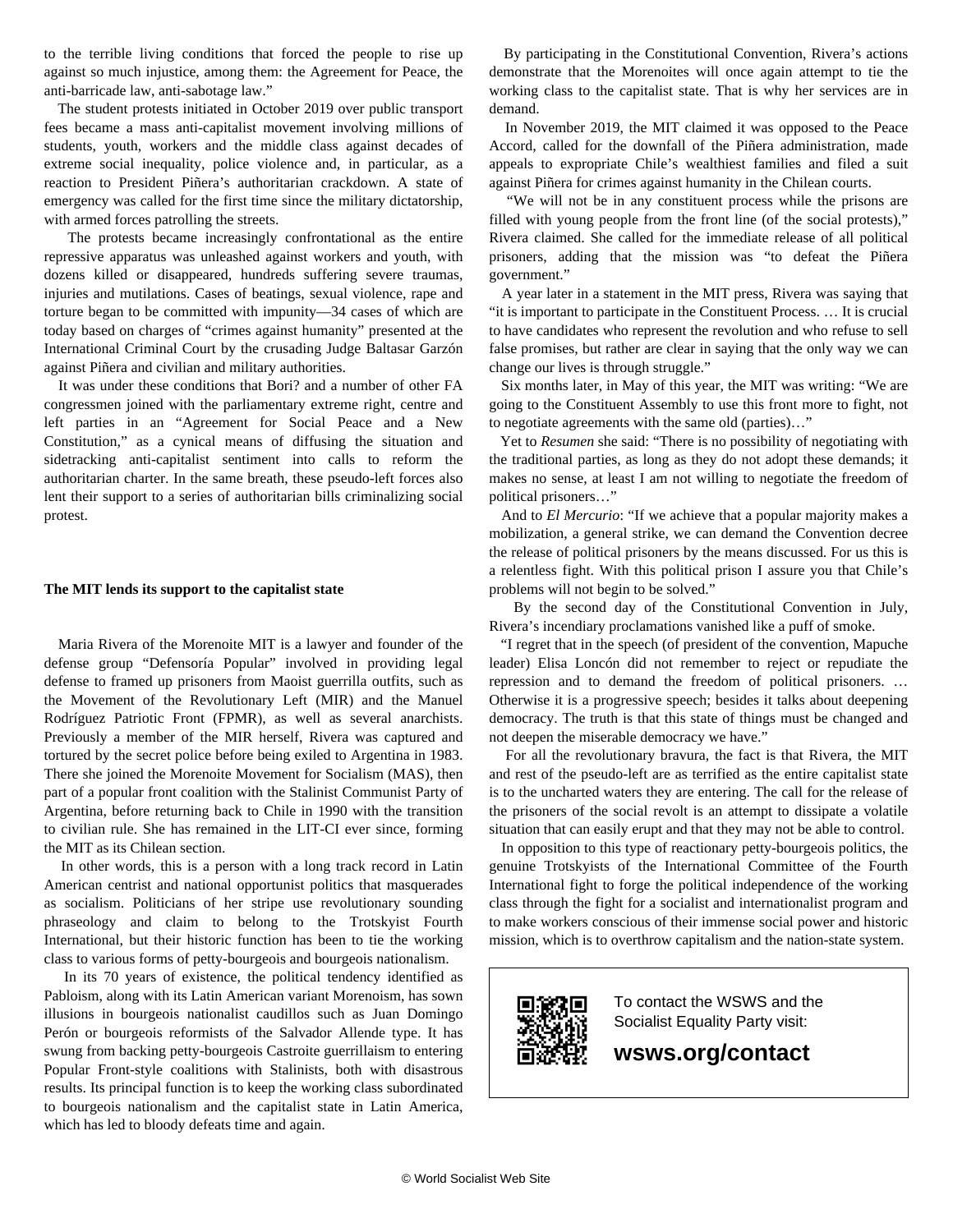to the terrible living conditions that forced the people to rise up against so much injustice, among them: the Agreement for Peace, the anti-barricade law, anti-sabotage law."

The student protests initiated in October 2019 over public transport fees became a mass anti-capitalist movement involving millions of students, youth, workers and the middle class against decades of extreme social inequality, police violence and, in particular, as a reaction to President Piñera's authoritarian crackdown. A state of emergency was called for the first time since the military dictatorship, with armed forces patrolling the streets.

The protests became increasingly confrontational as the entire repressive apparatus was unleashed against workers and youth, with dozens killed or disappeared, hundreds suffering severe traumas, injuries and mutilations. Cases of beatings, sexual violence, rape and torture began to be committed with impunity—34 cases of which are today based on charges of "crimes against humanity" presented at the International Criminal Court by the crusading Judge Baltasar Garzón against Piñera and civilian and military authorities.

It was under these conditions that Bori? and a number of other FA congressmen joined with the parliamentary extreme right, centre and left parties in an "Agreement for Social Peace and a New Constitution," as a cynical means of diffusing the situation and sidetracking anti-capitalist sentiment into calls to reform the authoritarian charter. In the same breath, these pseudo-left forces also lent their support to a series of authoritarian bills criminalizing social protest.

**The MIT lends its support to the capitalist state**

Maria Rivera of the Morenoite MIT is a lawyer and founder of the defense group "Defensoría Popular" involved in providing legal defense to framed up prisoners from Maoist guerrilla outfits, such as the Movement of the Revolutionary Left (MIR) and the Manuel Rodríguez Patriotic Front (FPMR), as well as several anarchists. Previously a member of the MIR herself, Rivera was captured and tortured by the secret police before being exiled to Argentina in 1983. There she joined the Morenoite Movement for Socialism (MAS), then part of a popular front coalition with the Stalinist Communist Party of Argentina, before returning back to Chile in 1990 with the transition to civilian rule. She has remained in the LIT-CI ever since, forming the MIT as its Chilean section.

In other words, this is a person with a long track record in Latin American centrist and national opportunist politics that masquerades as socialism. Politicians of her stripe use revolutionary sounding phraseology and claim to belong to the Trotskyist Fourth International, but their historic function has been to tie the working class to various forms of petty-bourgeois and bourgeois nationalism.

In its 70 years of existence, the political tendency identified as Pabloism, along with its Latin American variant Morenoism, has sown illusions in bourgeois nationalist caudillos such as Juan Domingo Perón or bourgeois reformists of the Salvador Allende type. It has swung from backing petty-bourgeois Castroite guerrillaism to entering Popular Front-style coalitions with Stalinists, both with disastrous results. Its principal function is to keep the working class subordinated to bourgeois nationalism and the capitalist state in Latin America, which has led to bloody defeats time and again.

By participating in the Constitutional Convention, Rivera's actions demonstrate that the Morenoites will once again attempt to tie the working class to the capitalist state. That is why her services are in demand.

In November 2019, the MIT claimed it was opposed to the Peace Accord, called for the downfall of the Piñera administration, made appeals to expropriate Chile's wealthiest families and filed a suit against Piñera for crimes against humanity in the Chilean courts.

"We will not be in any constituent process while the prisons are filled with young people from the front line (of the social protests)," Rivera claimed. She called for the immediate release of all political prisoners, adding that the mission was "to defeat the Piñera government."

A year later in a statement in the MIT press, Rivera was saying that "it is important to participate in the Constituent Process. … It is crucial to have candidates who represent the revolution and who refuse to sell false promises, but rather are clear in saying that the only way we can change our lives is through struggle."

Six months later, in May of this year, the MIT was writing: "We are going to the Constituent Assembly to use this front more to fight, not to negotiate agreements with the same old (parties)…"

Yet to *Resumen* she said: "There is no possibility of negotiating with the traditional parties, as long as they do not adopt these demands; it makes no sense, at least I am not willing to negotiate the freedom of political prisoners…"

And to *El Mercurio*: "If we achieve that a popular majority makes a mobilization, a general strike, we can demand the Convention decree the release of political prisoners by the means discussed. For us this is a relentless fight. With this political prison I assure you that Chile's problems will not begin to be solved."

By the second day of the Constitutional Convention in July, Rivera's incendiary proclamations vanished like a puff of smoke.

"I regret that in the speech (of president of the convention, Mapuche leader) Elisa Loncón did not remember to reject or repudiate the repression and to demand the freedom of political prisoners. … Otherwise it is a progressive speech; besides it talks about deepening democracy. The truth is that this state of things must be changed and not deepen the miserable democracy we have."

For all the revolutionary bravura, the fact is that Rivera, the MIT and rest of the pseudo-left are as terrified as the entire capitalist state is to the uncharted waters they are entering. The call for the release of the prisoners of the social revolt is an attempt to dissipate a volatile situation that can easily erupt and that they may not be able to control.

In opposition to this type of reactionary petty-bourgeois politics, the genuine Trotskyists of the International Committee of the Fourth International fight to forge the political independence of the working class through the fight for a socialist and internationalist program and to make workers conscious of their immense social power and historic mission, which is to overthrow capitalism and the nation-state system.

To contact the WSWS and the Socialist Equality Party visit:

**wsws.org/contact**